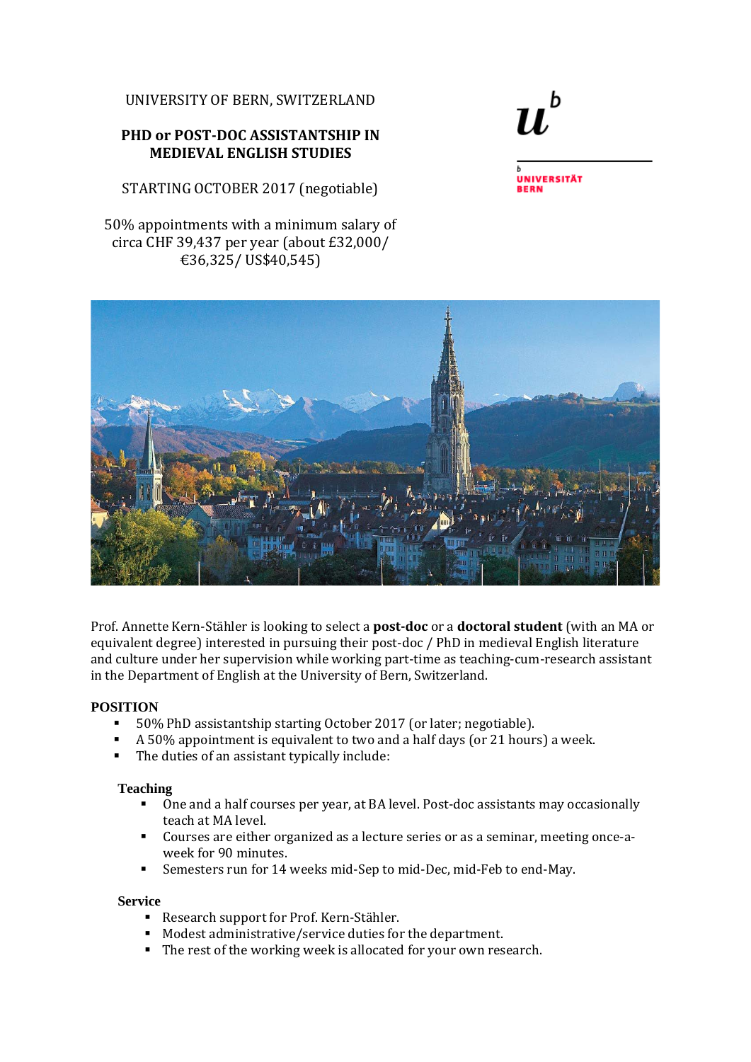UNIVERSITY OF BERN, SWITZERLAND

# PHD or POST-DOC ASSISTANTSHIP IN MEDIEVAL ENGLISH STUDIES

STARTING OCTOBER 2017 (negotiable)

50% appointments with a minimum salary of circa CHF 39,437 per year (about £32,000/ €36,325/ US$40,545)

Prof. Annette Kern-Stähler is looking to select a **post-doc** or a **doctoral student** (with an MA or equivalent degree) interested in pursuing their post-doc / PhD in medieval English literature and culture under her supervision while working part-time as teaching-cum-research assistant in the Department of English at the University of Bern, Switzerland.

## POSITION

- 50% PhD assistantship starting October 2017 (or later; negotiable).
- A 50% appointment is equivalent to two and a half days (or 21 hours) a week.
- The duties of an assistant typically include:

### Teaching

- One and a half courses per year, at BA level. Post-doc assistants may occasionally teach at MA level.
- Courses are either organized as a lecture series or as a seminar, meeting once-a-week for 90 minutes.
- Semesters run for 14 weeks mid-Sep to mid-Dec, mid-Feb to end-May.

### Service

- Research support for Prof. Kern-Stähler.
- Modest administrative/service duties for the department.
- The rest of the working week is allocated for your own research.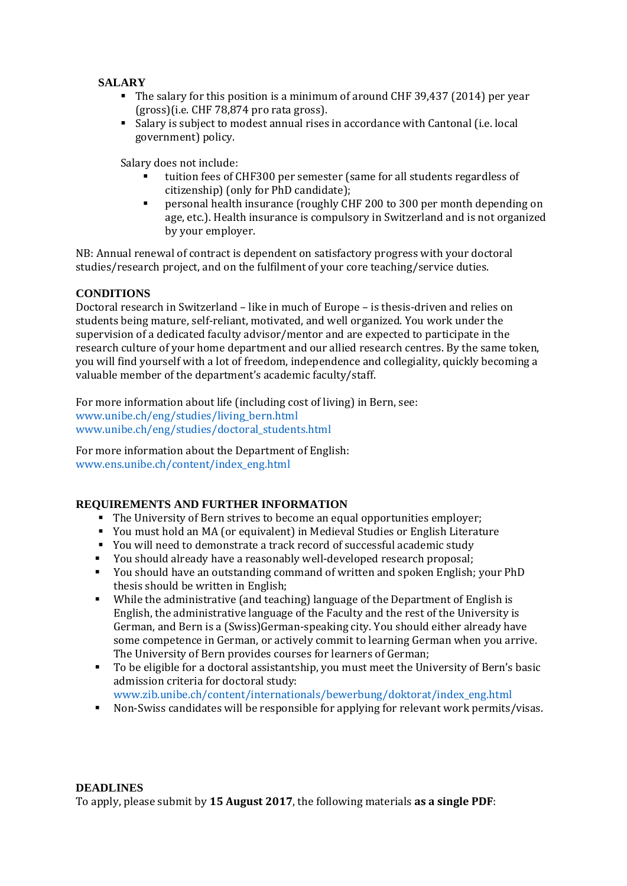**SALARY**

- The salary for this position is a minimum of around CHF 39,437 (2014) per year (gross)(i.e. CHF 78,874 pro rata gross).
- Salary is subject to modest annual rises in accordance with Cantonal (i.e. local government) policy.

Salary does not include:

- tuition fees of CHF300 per semester (same for all students regardless of citizenship) (only for PhD candidate);
- personal health insurance (roughly CHF 200 to 300 per month depending on age, etc.). Health insurance is compulsory in Switzerland and is not organized by your employer.

NB: Annual renewal of contract is dependent on satisfactory progress with your doctoral studies/research project, and on the fulfilment of your core teaching/service duties.

**CONDITIONS**

Doctoral research in Switzerland – like in much of Europe – is thesis-driven and relies on students being mature, self-reliant, motivated, and well organized. You work under the supervision of a dedicated faculty advisor/mentor and are expected to participate in the research culture of your home department and our allied research centres. By the same token, you will find yourself with a lot of freedom, independence and collegiality, quickly becoming a valuable member of the department's academic faculty/staff.

For more information about life (including cost of living) in Bern, see:
www.unibe.ch/eng/studies/living_bern.html
www.unibe.ch/eng/studies/doctoral_students.html

For more information about the Department of English:
www.ens.unibe.ch/content/index_eng.html

**REQUIREMENTS AND FURTHER INFORMATION**

- The University of Bern strives to become an equal opportunities employer;
- You must hold an MA (or equivalent) in Medieval Studies or English Literature
- You will need to demonstrate a track record of successful academic study
- You should already have a reasonably well-developed research proposal;
- You should have an outstanding command of written and spoken English; your PhD thesis should be written in English;
- While the administrative (and teaching) language of the Department of English is English, the administrative language of the Faculty and the rest of the University is German, and Bern is a (Swiss)German-speaking city. You should either already have some competence in German, or actively commit to learning German when you arrive. The University of Bern provides courses for learners of German;
- To be eligible for a doctoral assistantship, you must meet the University of Bern's basic admission criteria for doctoral study:
  www.zib.unibe.ch/content/internationals/bewerbung/doktorat/index_eng.html
- Non-Swiss candidates will be responsible for applying for relevant work permits/visas.

**DEADLINES**

To apply, please submit by **15 August 2017**, the following materials **as a single PDF**: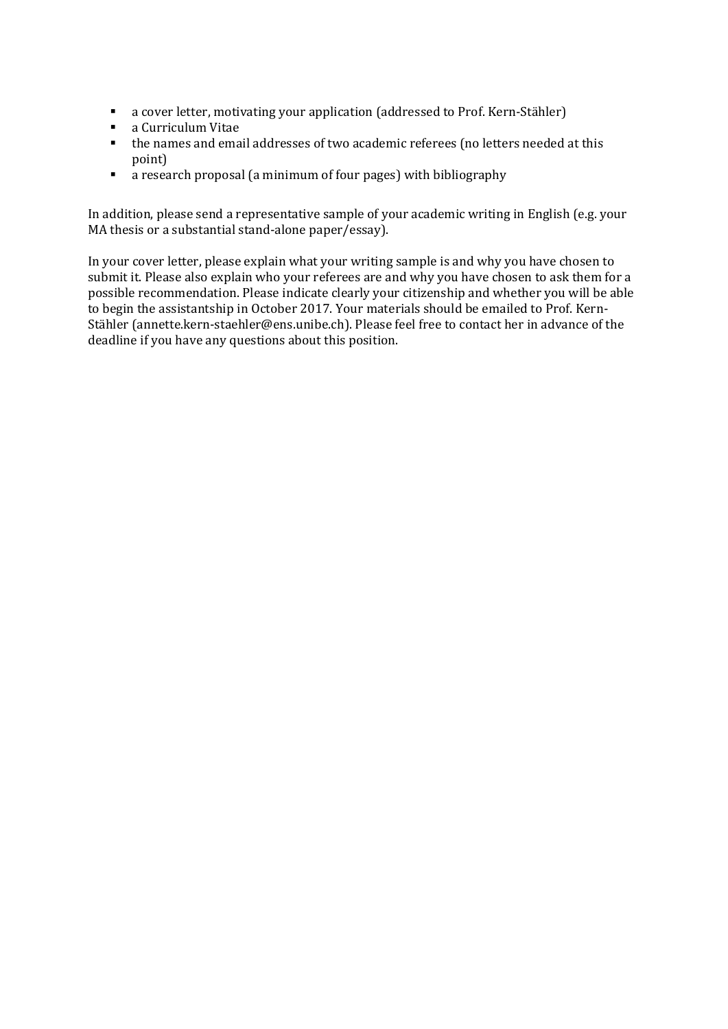- a cover letter, motivating your application (addressed to Prof. Kern-Stähler)
- a Curriculum Vitae
- the names and email addresses of two academic referees (no letters needed at this point)
- a research proposal (a minimum of four pages) with bibliography

In addition, please send a representative sample of your academic writing in English (e.g. your MA thesis or a substantial stand-alone paper/essay).

In your cover letter, please explain what your writing sample is and why you have chosen to submit it. Please also explain who your referees are and why you have chosen to ask them for a possible recommendation. Please indicate clearly your citizenship and whether you will be able to begin the assistantship in October 2017. Your materials should be emailed to Prof. Kern-Stähler (annette.kern-staehler@ens.unibe.ch). Please feel free to contact her in advance of the deadline if you have any questions about this position.